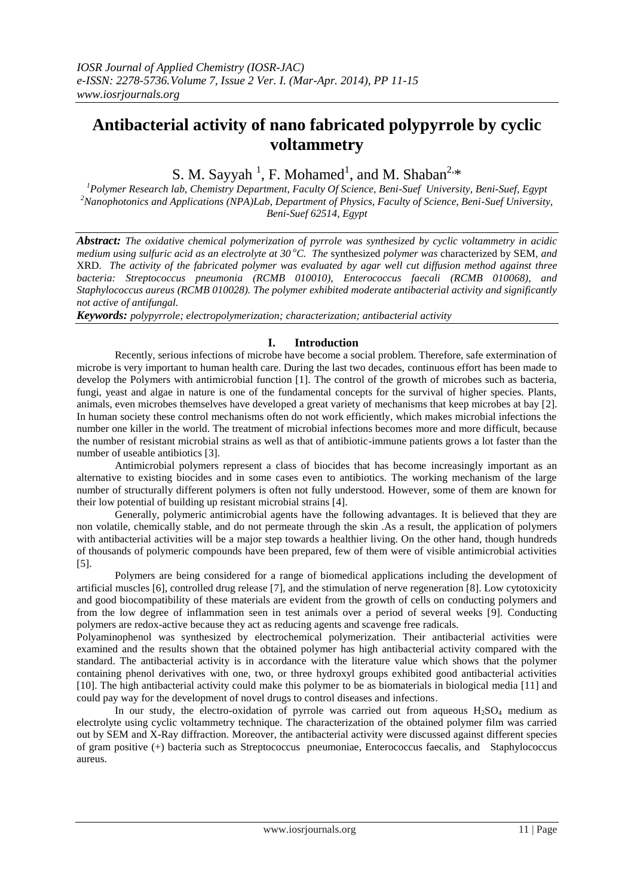# Antibacterial activity of nano fabricated polypyrrole by cyclic voltammetry

S. M. Sayyah [1], F. Mohamed[1], and M. Shaban[2,*]

[1]Polymer Research lab, Chemistry Department, Faculty Of Science, Beni-Suef University, Beni-Suef, Egypt
[2]Nanophotonics and Applications (NPA)Lab, Department of Physics, Faculty of Science, Beni-Suef University, Beni-Suef 62514, Egypt

***Abstract:*** *The oxidative chemical polymerization of pyrrole was synthesized by cyclic voltammetry in acidic medium using sulfuric acid as an electrolyte at 30 °C. The synthesized polymer was characterized by SEM, and XRD. The activity of the fabricated polymer was evaluated by agar well cut diffusion method against three bacteria: Streptococcus pneumonia (RCMB 010010), Enterococcus faecali (RCMB 010068), and Staphylococcus aureus (RCMB 010028). The polymer exhibited moderate antibacterial activity and significantly not active of antifungal.*

***Keywords:*** *polypyrrole; electropolymerization; characterization; antibacterial activity*

## I. Introduction

Recently, serious infections of microbe have become a social problem. Therefore, safe extermination of microbe is very important to human health care. During the last two decades, continuous effort has been made to develop the Polymers with antimicrobial function [1]. The control of the growth of microbes such as bacteria, fungi, yeast and algae in nature is one of the fundamental concepts for the survival of higher species. Plants, animals, even microbes themselves have developed a great variety of mechanisms that keep microbes at bay [2]. In human society these control mechanisms often do not work efficiently, which makes microbial infections the number one killer in the world. The treatment of microbial infections becomes more and more difficult, because the number of resistant microbial strains as well as that of antibiotic-immune patients grows a lot faster than the number of useable antibiotics [3].

Antimicrobial polymers represent a class of biocides that has become increasingly important as an alternative to existing biocides and in some cases even to antibiotics. The working mechanism of the large number of structurally different polymers is often not fully understood. However, some of them are known for their low potential of building up resistant microbial strains [4].

Generally, polymeric antimicrobial agents have the following advantages. It is believed that they are non volatile, chemically stable, and do not permeate through the skin .As a result, the application of polymers with antibacterial activities will be a major step towards a healthier living. On the other hand, though hundreds of thousands of polymeric compounds have been prepared, few of them were of visible antimicrobial activities [5].

Polymers are being considered for a range of biomedical applications including the development of artificial muscles [6], controlled drug release [7], and the stimulation of nerve regeneration [8]. Low cytotoxicity and good biocompatibility of these materials are evident from the growth of cells on conducting polymers and from the low degree of inflammation seen in test animals over a period of several weeks [9]. Conducting polymers are redox-active because they act as reducing agents and scavenge free radicals.

Polyaminophenol was synthesized by electrochemical polymerization. Their antibacterial activities were examined and the results shown that the obtained polymer has high antibacterial activity compared with the standard. The antibacterial activity is in accordance with the literature value which shows that the polymer containing phenol derivatives with one, two, or three hydroxyl groups exhibited good antibacterial activities [10]. The high antibacterial activity could make this polymer to be as biomaterials in biological media [11] and could pay way for the development of novel drugs to control diseases and infections.

In our study, the electro-oxidation of pyrrole was carried out from aqueous $H_2SO_4$ medium as electrolyte using cyclic voltammetry technique. The characterization of the obtained polymer film was carried out by SEM and X-Ray diffraction. Moreover, the antibacterial activity were discussed against different species of gram positive (+) bacteria such as Streptococcus pneumoniae, Enterococcus faecalis, and Staphylococcus aureus.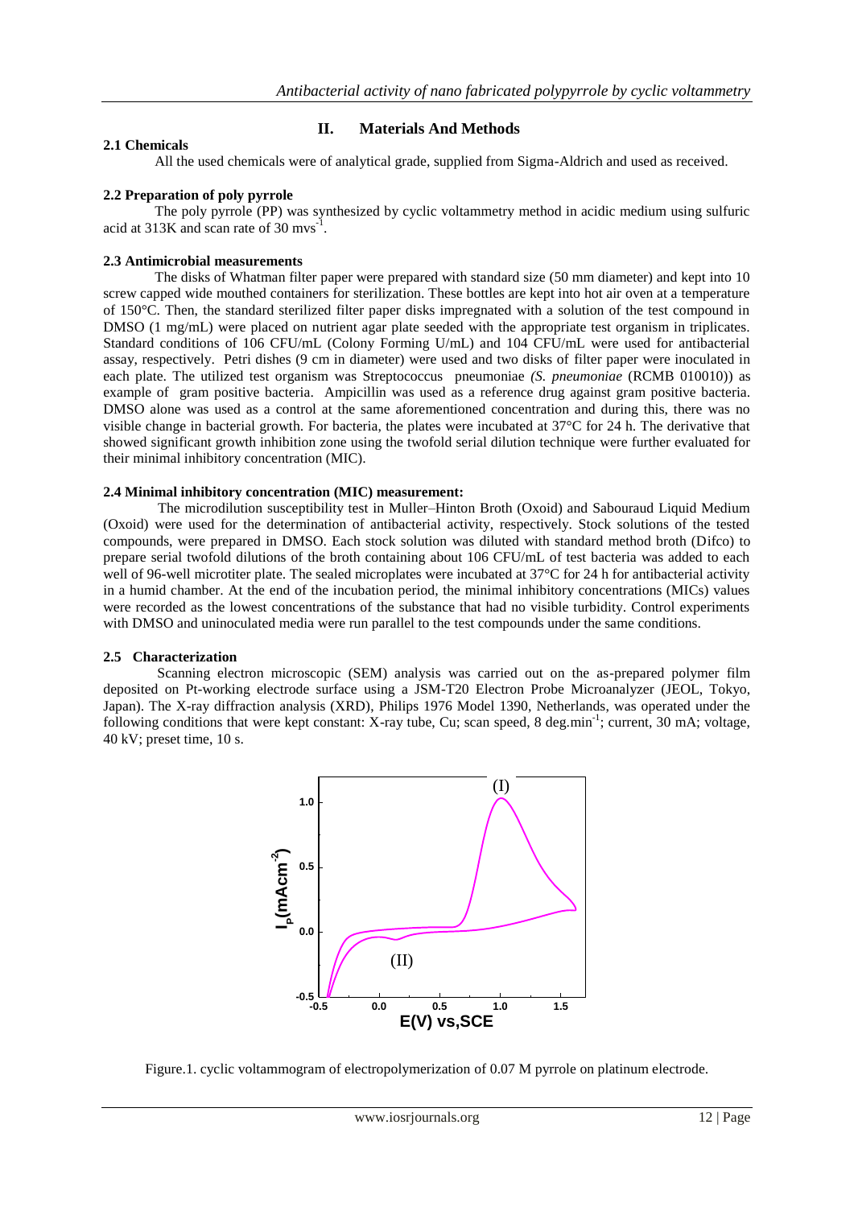## II. Materials And Methods

### 2.1 Chemicals

All the used chemicals were of analytical grade, supplied from Sigma-Aldrich and used as received.

### 2.2 Preparation of poly pyrrole

The poly pyrrole (PP) was synthesized by cyclic voltammetry method in acidic medium using sulfuric acid at 313K and scan rate of 30 $mvs^{-1}$.

### 2.3 Antimicrobial measurements

The disks of Whatman filter paper were prepared with standard size (50 mm diameter) and kept into 10 screw capped wide mouthed containers for sterilization. These bottles are kept into hot air oven at a temperature of 150°C. Then, the standard sterilized filter paper disks impregnated with a solution of the test compound in DMSO (1 mg/mL) were placed on nutrient agar plate seeded with the appropriate test organism in triplicates. Standard conditions of 106 CFU/mL (Colony Forming U/mL) and 104 CFU/mL were used for antibacterial assay, respectively. Petri dishes (9 cm in diameter) were used and two disks of filter paper were inoculated in each plate. The utilized test organism was Streptococcus pneumoniae *(S. pneumoniae* (RCMB 010010)) as example of gram positive bacteria. Ampicillin was used as a reference drug against gram positive bacteria. DMSO alone was used as a control at the same aforementioned concentration and during this, there was no visible change in bacterial growth. For bacteria, the plates were incubated at 37°C for 24 h. The derivative that showed significant growth inhibition zone using the twofold serial dilution technique were further evaluated for their minimal inhibitory concentration (MIC).

### 2.4 Minimal inhibitory concentration (MIC) measurement:

The microdilution susceptibility test in Muller–Hinton Broth (Oxoid) and Sabouraud Liquid Medium (Oxoid) were used for the determination of antibacterial activity, respectively. Stock solutions of the tested compounds, were prepared in DMSO. Each stock solution was diluted with standard method broth (Difco) to prepare serial twofold dilutions of the broth containing about 106 CFU/mL of test bacteria was added to each well of 96-well microtiter plate. The sealed microplates were incubated at 37°C for 24 h for antibacterial activity in a humid chamber. At the end of the incubation period, the minimal inhibitory concentrations (MICs) values were recorded as the lowest concentrations of the substance that had no visible turbidity. Control experiments with DMSO and uninoculated media were run parallel to the test compounds under the same conditions.

### 2.5 Characterization

Scanning electron microscopic (SEM) analysis was carried out on the as-prepared polymer film deposited on Pt-working electrode surface using a JSM-T20 Electron Probe Microanalyzer (JEOL, Tokyo, Japan). The X-ray diffraction analysis (XRD), Philips 1976 Model 1390, Netherlands, was operated under the following conditions that were kept constant: X-ray tube, Cu; scan speed, 8 $deg.min^{-1}$; current, 30 mA; voltage, 40 kV; preset time, 10 s.

Figure.1. cyclic voltammogram of electropolymerization of 0.07 M pyrrole on platinum electrode.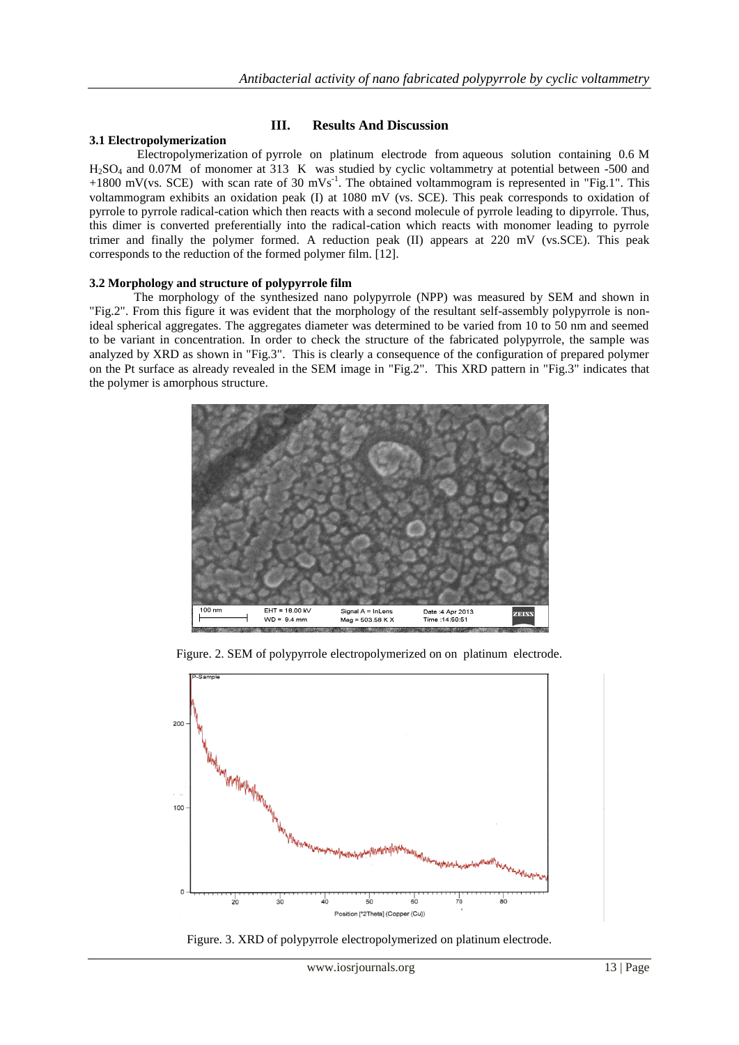## III. Results And Discussion

### 3.1 Electropolymerization

Electropolymerization of pyrrole on platinum electrode from aqueous solution containing 0.6 M $H_2SO_4$ and 0.07M of monomer at 313 K was studied by cyclic voltammetry at potential between -500 and +1800 mV(vs. SCE) with scan rate of 30 $mVs^{-1}$. The obtained voltammogram is represented in "Fig.1". This voltammogram exhibits an oxidation peak (I) at 1080 mV (vs. SCE). This peak corresponds to oxidation of pyrrole to pyrrole radical-cation which then reacts with a second molecule of pyrrole leading to dipyrrole. Thus, this dimer is converted preferentially into the radical-cation which reacts with monomer leading to pyrrole trimer and finally the polymer formed. A reduction peak (II) appears at 220 mV (vs.SCE). This peak corresponds to the reduction of the formed polymer film. [12].

### 3.2 Morphology and structure of polypyrrole film

The morphology of the synthesized nano polypyrrole (NPP) was measured by SEM and shown in "Fig.2". From this figure it was evident that the morphology of the resultant self-assembly polypyrrole is non-ideal spherical aggregates. The aggregates diameter was determined to be varied from 10 to 50 nm and seemed to be variant in concentration. In order to check the structure of the fabricated polypyrrole, the sample was analyzed by XRD as shown in "Fig.3". This is clearly a consequence of the configuration of prepared polymer on the Pt surface as already revealed in the SEM image in "Fig.2". This XRD pattern in "Fig.3" indicates that the polymer is amorphous structure.

Figure. 2. SEM of polypyrrole electropolymerized on on platinum electrode.

Figure. 3. XRD of polypyrrole electropolymerized on platinum electrode.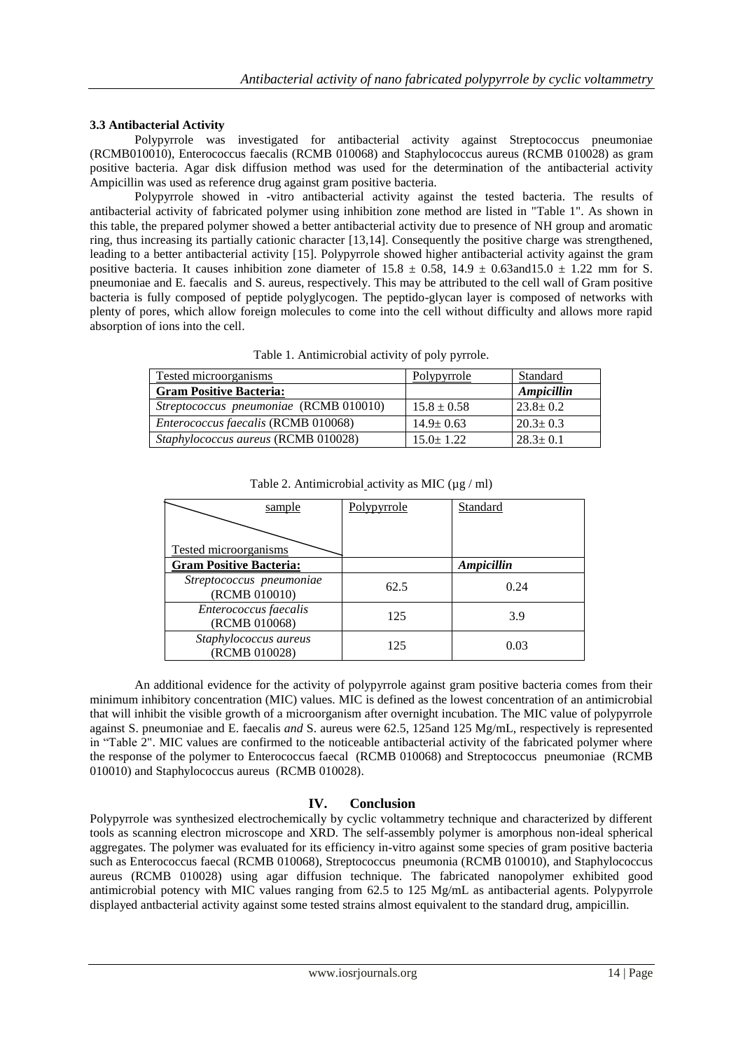### 3.3 Antibacterial Activity

Polypyrrole was investigated for antibacterial activity against Streptococcus pneumoniae (RCMB010010), Enterococcus faecalis (RCMB 010068) and Staphylococcus aureus (RCMB 010028) as gram positive bacteria. Agar disk diffusion method was used for the determination of the antibacterial activity Ampicillin was used as reference drug against gram positive bacteria.

Polypyrrole showed in -vitro antibacterial activity against the tested bacteria. The results of antibacterial activity of fabricated polymer using inhibition zone method are listed in "Table 1". As shown in this table, the prepared polymer showed a better antibacterial activity due to presence of NH group and aromatic ring, thus increasing its partially cationic character [13,14]. Consequently the positive charge was strengthened, leading to a better antibacterial activity [15]. Polypyrrole showed higher antibacterial activity against the gram positive bacteria. It causes inhibition zone diameter of 15.8 ± 0.58, 14.9 ± 0.63and15.0 ± 1.22 mm for S. pneumoniae and E. faecalis and S. aureus, respectively. This may be attributed to the cell wall of Gram positive bacteria is fully composed of peptide polyglycogen. The peptido-glycan layer is composed of networks with plenty of pores, which allow foreign molecules to come into the cell without difficulty and allows more rapid absorption of ions into the cell.

Table 1. Antimicrobial activity of poly pyrrole.

| Tested microorganisms | Polypyrrole | Standard |
|---|---|---|
| **Gram Positive Bacteria:** | | ***Ampicillin*** |
| *Streptococcus pneumoniae* (RCMB 010010) | 15.8 ± 0.58 | 23.8± 0.2 |
| *Enterococcus faecalis* (RCMB 010068) | 14.9± 0.63 | 20.3± 0.3 |
| *Staphylococcus aureus* (RCMB 010028) | 15.0± 1.22 | 28.3± 0.1 |

Table 2. Antimicrobial activity as MIC (µg / ml)

| sample / Tested microorganisms | Polypyrrole | Standard |
|---|---|---|
| **Gram Positive Bacteria:** | | ***Ampicillin*** |
| *Streptococcus pneumoniae* (RCMB 010010) | 62.5 | 0.24 |
| *Enterococcus faecalis* (RCMB 010068) | 125 | 3.9 |
| *Staphylococcus aureus* (RCMB 010028) | 125 | 0.03 |

An additional evidence for the activity of polypyrrole against gram positive bacteria comes from their minimum inhibitory concentration (MIC) values. MIC is defined as the lowest concentration of an antimicrobial that will inhibit the visible growth of a microorganism after overnight incubation. The MIC value of polypyrrole against S. pneumoniae and E. faecalis *and* S. aureus were 62.5, 125and 125 Mg/mL, respectively is represented in "Table 2". MIC values are confirmed to the noticeable antibacterial activity of the fabricated polymer where the response of the polymer to Enterococcus faecal (RCMB 010068) and Streptococcus pneumoniae (RCMB 010010) and Staphylococcus aureus (RCMB 010028).

## IV. Conclusion

Polypyrrole was synthesized electrochemically by cyclic voltammetry technique and characterized by different tools as scanning electron microscope and XRD. The self-assembly polymer is amorphous non-ideal spherical aggregates. The polymer was evaluated for its efficiency in-vitro against some species of gram positive bacteria such as Enterococcus faecal (RCMB 010068), Streptococcus pneumonia (RCMB 010010), and Staphylococcus aureus (RCMB 010028) using agar diffusion technique. The fabricated nanopolymer exhibited good antimicrobial potency with MIC values ranging from 62.5 to 125 Mg/mL as antibacterial agents. Polypyrrole displayed antbacterial activity against some tested strains almost equivalent to the standard drug, ampicillin.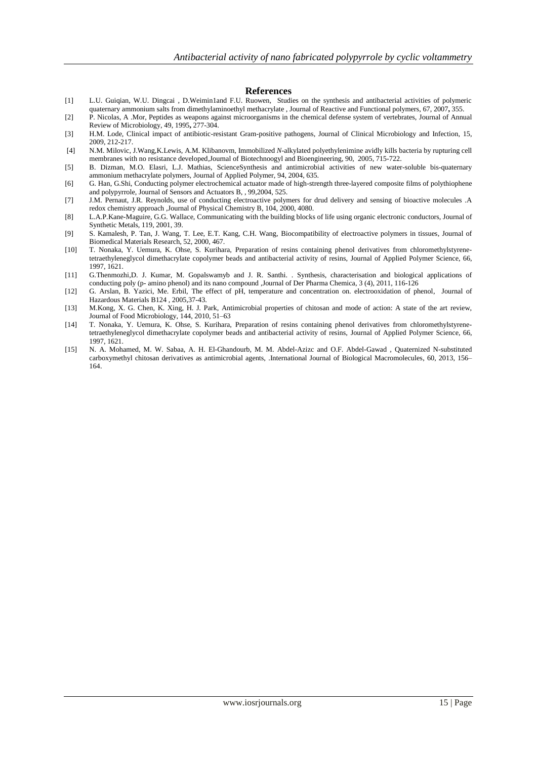## References

[1] L.U. Guiqian, W.U. Dingcai , D.Weimin1and F.U. Ruowen, Studies on the synthesis and antibacterial activities of polymeric quaternary ammonium salts from dimethylaminoethyl methacrylate , Journal of Reactive and Functional polymers, 67, 2007**,** 355.

[2] P. Nicolas, A .Mor, Peptides as weapons against microorganisms in the chemical defense system of vertebrates, Journal of Annual Review of Microbiology, 49, 1995**,** 277-304.

[3] H.M. Lode, Clinical impact of antibiotic-resistant Gram-positive pathogens, Journal of Clinical Microbiology and Infection, 15, 2009, 212-217.

[4] N.M. Milovic, J.Wang,K.Lewis, A.M. Klibanovm, Immobilized *N*-alkylated polyethylenimine avidly kills bacteria by rupturing cell membranes with no resistance developed,Journal of Biotechnoogyl and Bioengineering, 90, 2005, 715-722.

[5] B. Dizman, M.O. Elasri, L.J. Mathias, ScienceSynthesis and antimicrobial activities of new water-soluble bis-quaternary ammonium methacrylate polymers, Journal of Applied Polymer, 94, 2004, 635.

[6] G. Han, G.Shi, Conducting polymer electrochemical actuator made of high-strength three-layered composite films of polythiophene and polypyrrole, Journal of Sensors and Actuators B, , 99,2004, 525.

[7] J.M. Pernaut, J.R. Reynolds, use of conducting electroactive polymers for drud delivery and sensing of bioactive molecules .A redox chemistry approach ,Journal of Physical Chemistry B, 104, 2000, 4080.

[8] L.A.P.Kane-Maguire, G.G. Wallace, Communicating with the building blocks of life using organic electronic conductors, Journal of Synthetic Metals, 119, 2001, 39.

[9] S. Kamalesh, P. Tan, J. Wang, T. Lee, E.T. Kang, C.H. Wang, Biocompatibility of electroactive polymers in tissues, Journal of Biomedical Materials Research, 52, 2000, 467.

[10] T. Nonaka, Y. Uemura, K. Ohse, S. Kurihara, Preparation of resins containing phenol derivatives from chloromethylstyrene-tetraethyleneglycol dimethacrylate copolymer beads and antibacterial activity of resins, Journal of Applied Polymer Science, 66, 1997, 1621.

[11] G.Thenmozhi,D. J. Kumar, M. Gopalswamyb and J. R. Santhi. . Synthesis, characterisation and biological applications of conducting poly (p- amino phenol) and its nano compound ,Journal of Der Pharma Chemica, 3 (4), 2011, 116-126

[12] G. Arslan, B. Yazici, Me. Erbil, The effect of pH, temperature and concentration on. electrooxidation of phenol, Journal of Hazardous Materials B124 , 2005,37-43.

[13] M.Kong, X. G. Chen, K. Xing, H. J. Park, Antimicrobial properties of chitosan and mode of action: A state of the art review, Journal of Food Microbiology, 144, 2010, 51–63

[14] T. Nonaka, Y. Uemura, K. Ohse, S. Kurihara, Preparation of resins containing phenol derivatives from chloromethylstyrene-tetraethyleneglycol dimethacrylate copolymer beads and antibacterial activity of resins, Journal of Applied Polymer Science, 66, 1997, 1621.

[15] N. A. Mohamed, M. W. Sabaa, A. H. El-Ghandourb, M. M. Abdel-Azizc and O.F. Abdel-Gawad , Quaternized N-substituted carboxymethyl chitosan derivatives as antimicrobial agents, .International Journal of Biological Macromolecules, 60, 2013, 156–164.